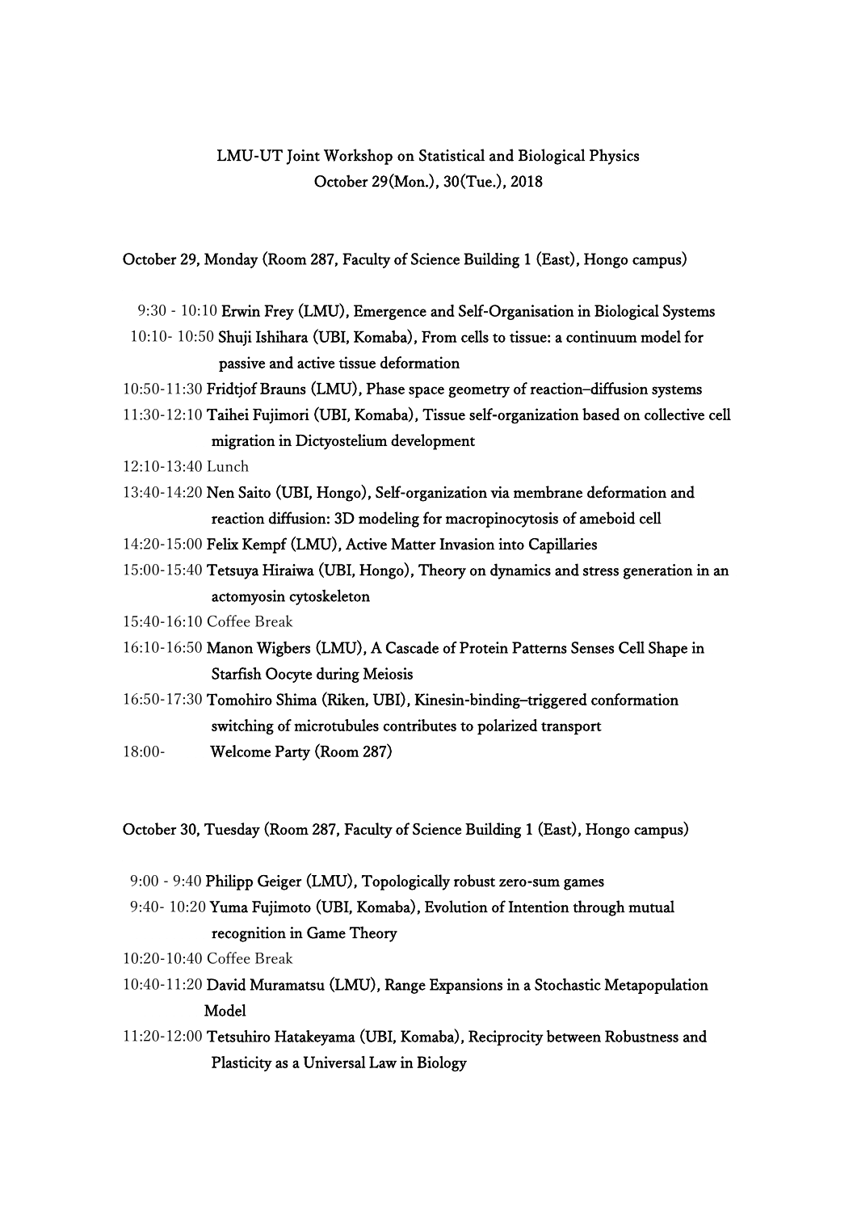# LMU-UT Joint Workshop on Statistical and Biological Physics

October 29(Mon.), 30(Tue.), 2018

## October 29, Monday (Room 287, Faculty of Science Building 1 (East), Hongo campus)

9:30 - 10:10 Erwin Frey (LMU), Emergence and Self-Organisation in Biological Systems

10:10- 10:50 Shuji Ishihara (UBI, Komaba), From cells to tissue: a continuum model for passive and active tissue deformation

10:50-11:30 Fridtjof Brauns (LMU), Phase space geometry of reaction–diffusion systems

11:30-12:10 Taihei Fujimori (UBI, Komaba), Tissue self-organization based on collective cell migration in Dictyostelium development

12:10-13:40 Lunch

13:40-14:20 Nen Saito (UBI, Hongo), Self-organization via membrane deformation and reaction diffusion: 3D modeling for macropinocytosis of ameboid cell

14:20-15:00 Felix Kempf (LMU), Active Matter Invasion into Capillaries

15:00-15:40 Tetsuya Hiraiwa (UBI, Hongo), Theory on dynamics and stress generation in an actomyosin cytoskeleton

15:40-16:10 Coffee Break

16:10-16:50 Manon Wigbers (LMU), A Cascade of Protein Patterns Senses Cell Shape in Starfish Oocyte during Meiosis

16:50-17:30 Tomohiro Shima (Riken, UBI), Kinesin-binding–triggered conformation switching of microtubules contributes to polarized transport

18:00- Welcome Party (Room 287)

## October 30, Tuesday (Room 287, Faculty of Science Building 1 (East), Hongo campus)

9:00 - 9:40 Philipp Geiger (LMU), Topologically robust zero-sum games

9:40- 10:20 Yuma Fujimoto (UBI, Komaba), Evolution of Intention through mutual recognition in Game Theory

10:20-10:40 Coffee Break

10:40-11:20 David Muramatsu (LMU), Range Expansions in a Stochastic Metapopulation Model

11:20-12:00 Tetsuhiro Hatakeyama (UBI, Komaba), Reciprocity between Robustness and Plasticity as a Universal Law in Biology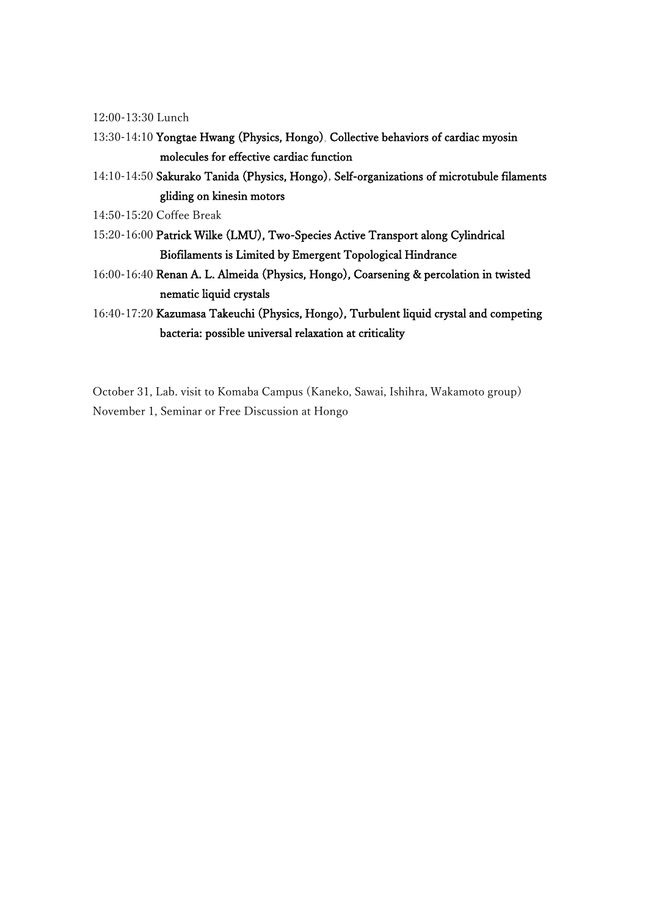12:00-13:30 Lunch

13:30-14:10 **Yongtae Hwang (Physics, Hongo), Collective behaviors of cardiac myosin molecules for effective cardiac function**

14:10-14:50 **Sakurako Tanida (Physics, Hongo), Self-organizations of microtubule filaments gliding on kinesin motors**

14:50-15:20 Coffee Break

15:20-16:00 **Patrick Wilke (LMU), Two-Species Active Transport along Cylindrical Biofilaments is Limited by Emergent Topological Hindrance**

16:00-16:40 **Renan A. L. Almeida (Physics, Hongo), Coarsening & percolation in twisted nematic liquid crystals**

16:40-17:20 **Kazumasa Takeuchi (Physics, Hongo), Turbulent liquid crystal and competing bacteria: possible universal relaxation at criticality**

October 31, Lab. visit to Komaba Campus (Kaneko, Sawai, Ishihra, Wakamoto group)

November 1, Seminar or Free Discussion at Hongo